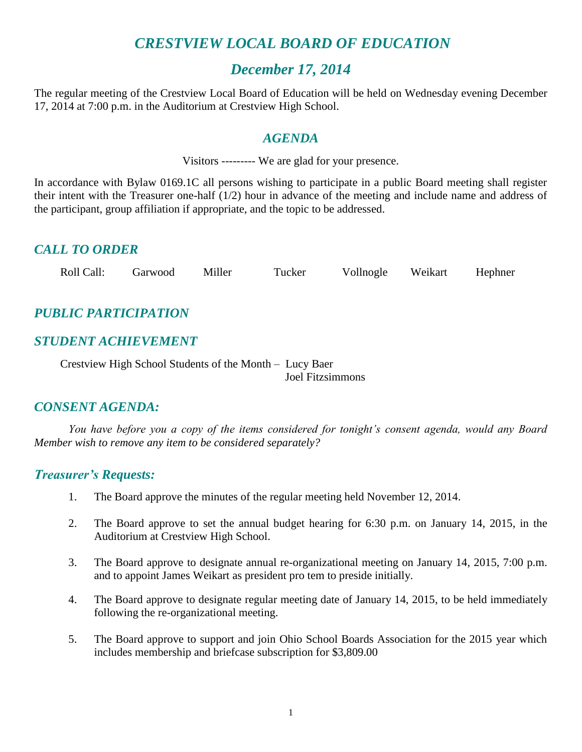# *CRESTVIEW LOCAL BOARD OF EDUCATION*

## *December 17, 2014*

The regular meeting of the Crestview Local Board of Education will be held on Wednesday evening December 17, 2014 at 7:00 p.m. in the Auditorium at Crestview High School.

## *AGENDA*

Visitors --------- We are glad for your presence.

In accordance with Bylaw 0169.1C all persons wishing to participate in a public Board meeting shall register their intent with the Treasurer one-half (1/2) hour in advance of the meeting and include name and address of the participant, group affiliation if appropriate, and the topic to be addressed.

## *CALL TO ORDER*

Roll Call: Garwood Miller Tucker Vollnogle Weikart Hephner

## *PUBLIC PARTICIPATION*

## *STUDENT ACHIEVEMENT*

Crestview High School Students of the Month – Lucy Baer
Joel Fitzsimmons

## *CONSENT AGENDA:*

*You have before you a copy of the items considered for tonight's consent agenda, would any Board Member wish to remove any item to be considered separately?*

### *Treasurer's Requests:*

1. The Board approve the minutes of the regular meeting held November 12, 2014.

2. The Board approve to set the annual budget hearing for 6:30 p.m. on January 14, 2015, in the Auditorium at Crestview High School.

3. The Board approve to designate annual re-organizational meeting on January 14, 2015, 7:00 p.m. and to appoint James Weikart as president pro tem to preside initially.

4. The Board approve to designate regular meeting date of January 14, 2015, to be held immediately following the re-organizational meeting.

5. The Board approve to support and join Ohio School Boards Association for the 2015 year which includes membership and briefcase subscription for $3,809.00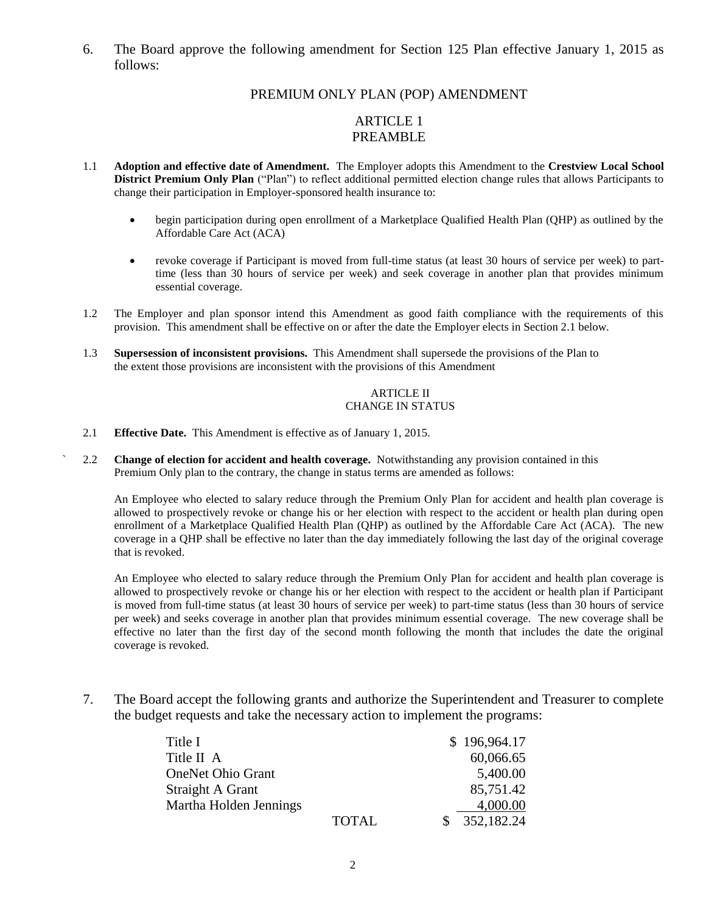6. The Board approve the following amendment for Section 125 Plan effective January 1, 2015 as follows:

PREMIUM ONLY PLAN (POP) AMENDMENT

ARTICLE 1
PREAMBLE

1.1 **Adoption and effective date of Amendment.** The Employer adopts this Amendment to the **Crestview Local School District Premium Only Plan** ("Plan") to reflect additional permitted election change rules that allows Participants to change their participation in Employer-sponsored health insurance to:

- begin participation during open enrollment of a Marketplace Qualified Health Plan (QHP) as outlined by the Affordable Care Act (ACA)
- revoke coverage if Participant is moved from full-time status (at least 30 hours of service per week) to part-time (less than 30 hours of service per week) and seek coverage in another plan that provides minimum essential coverage.

1.2 The Employer and plan sponsor intend this Amendment as good faith compliance with the requirements of this provision. This amendment shall be effective on or after the date the Employer elects in Section 2.1 below.

1.3 **Supersession of inconsistent provisions.** This Amendment shall supersede the provisions of the Plan to the extent those provisions are inconsistent with the provisions of this Amendment

ARTICLE II
CHANGE IN STATUS

2.1 **Effective Date.** This Amendment is effective as of January 1, 2015.

2.2 **Change of election for accident and health coverage.** Notwithstanding any provision contained in this Premium Only plan to the contrary, the change in status terms are amended as follows:

An Employee who elected to salary reduce through the Premium Only Plan for accident and health plan coverage is allowed to prospectively revoke or change his or her election with respect to the accident or health plan during open enrollment of a Marketplace Qualified Health Plan (QHP) as outlined by the Affordable Care Act (ACA). The new coverage in a QHP shall be effective no later than the day immediately following the last day of the original coverage that is revoked.

An Employee who elected to salary reduce through the Premium Only Plan for accident and health plan coverage is allowed to prospectively revoke or change his or her election with respect to the accident or health plan if Participant is moved from full-time status (at least 30 hours of service per week) to part-time status (less than 30 hours of service per week) and seeks coverage in another plan that provides minimum essential coverage. The new coverage shall be effective no later than the first day of the second month following the month that includes the date the original coverage is revoked.

7. The Board accept the following grants and authorize the Superintendent and Treasurer to complete the budget requests and take the necessary action to implement the programs:

| | | |
|---|---|---|
| Title I | | $ 196,964.17 |
| Title II A | | 60,066.65 |
| OneNet Ohio Grant | | 5,400.00 |
| Straight A Grant | | 85,751.42 |
| Martha Holden Jennings | | 4,000.00 |
| | TOTAL | $ 352,182.24 |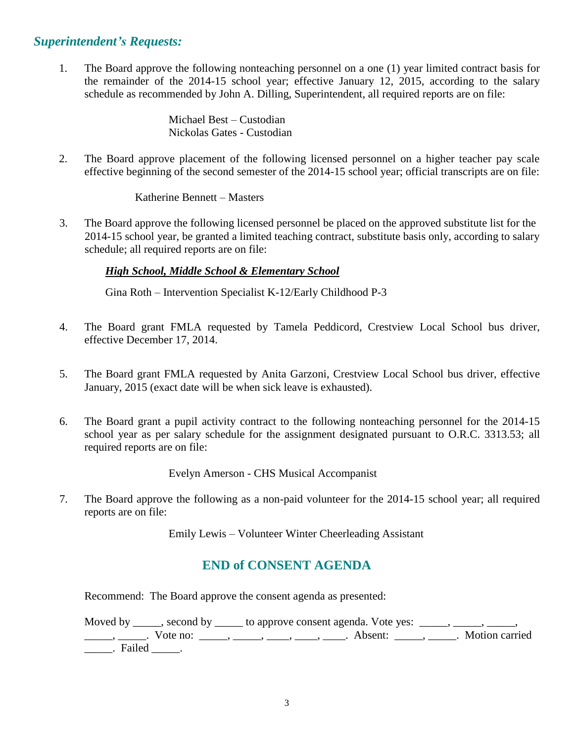## *Superintendent's Requests:*

1. The Board approve the following nonteaching personnel on a one (1) year limited contract basis for the remainder of the 2014-15 school year; effective January 12, 2015, according to the salary schedule as recommended by John A. Dilling, Superintendent, all required reports are on file:

   Michael Best – Custodian
   Nickolas Gates - Custodian

2. The Board approve placement of the following licensed personnel on a higher teacher pay scale effective beginning of the second semester of the 2014-15 school year; official transcripts are on file:

   Katherine Bennett – Masters

3. The Board approve the following licensed personnel be placed on the approved substitute list for the 2014-15 school year, be granted a limited teaching contract, substitute basis only, according to salary schedule; all required reports are on file:

   ***High School, Middle School & Elementary School***

   Gina Roth – Intervention Specialist K-12/Early Childhood P-3

4. The Board grant FMLA requested by Tamela Peddicord, Crestview Local School bus driver, effective December 17, 2014.

5. The Board grant FMLA requested by Anita Garzoni, Crestview Local School bus driver, effective January, 2015 (exact date will be when sick leave is exhausted).

6. The Board grant a pupil activity contract to the following nonteaching personnel for the 2014-15 school year as per salary schedule for the assignment designated pursuant to O.R.C. 3313.53; all required reports are on file:

   Evelyn Amerson - CHS Musical Accompanist

7. The Board approve the following as a non-paid volunteer for the 2014-15 school year; all required reports are on file:

   Emily Lewis – Volunteer Winter Cheerleading Assistant

## END of CONSENT AGENDA

Recommend: The Board approve the consent agenda as presented:

Moved by _____, second by _____ to approve consent agenda. Vote yes: _____, _____, _____, _____, _____. Vote no: _____, _____, ____, ____, ____. Absent: _____, _____. Motion carried _____. Failed _____.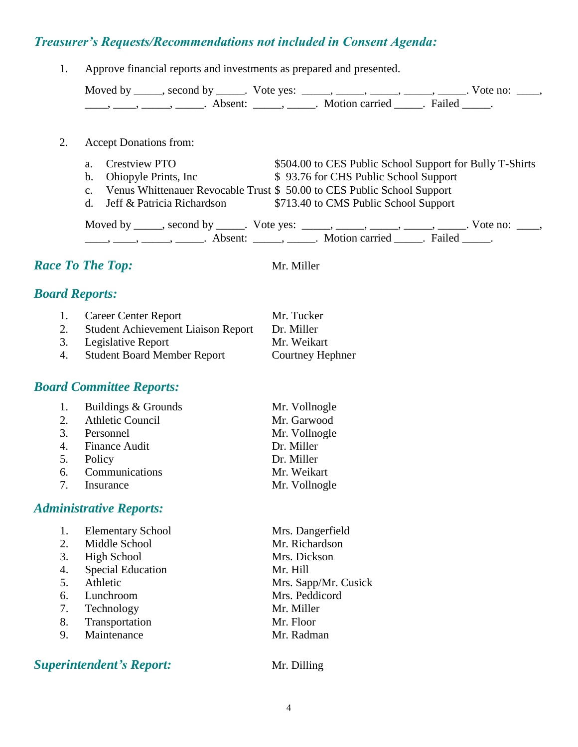## *Treasurer's Requests/Recommendations not included in Consent Agenda:*

1. Approve financial reports and investments as prepared and presented.

   Moved by _____, second by _____. Vote yes: _____, _____, _____, _____, _____. Vote no: ____, ____, ____, _____, _____. Absent: _____, _____. Motion carried _____. Failed _____.

2. Accept Donations from:

   a. Crestview PTO — $504.00 to CES Public School Support for Bully T-Shirts
   b. Ohiopyle Prints, Inc — $ 93.76 for CHS Public School Support
   c. Venus Whittenauer Revocable Trust — $ 50.00 to CES Public School Support
   d. Jeff & Patricia Richardson — $713.40 to CMS Public School Support

   Moved by _____, second by _____. Vote yes: _____, _____, _____, _____, _____. Vote no: ____, ____, ____, _____, _____. Absent: _____, _____. Motion carried _____. Failed _____.

## *Race To The Top:* Mr. Miller

## *Board Reports:*

1. Career Center Report — Mr. Tucker
2. Student Achievement Liaison Report — Dr. Miller
3. Legislative Report — Mr. Weikart
4. Student Board Member Report — Courtney Hephner

## *Board Committee Reports:*

1. Buildings & Grounds — Mr. Vollnogle
2. Athletic Council — Mr. Garwood
3. Personnel — Mr. Vollnogle
4. Finance Audit — Dr. Miller
5. Policy — Dr. Miller
6. Communications — Mr. Weikart
7. Insurance — Mr. Vollnogle

## *Administrative Reports:*

1. Elementary School — Mrs. Dangerfield
2. Middle School — Mr. Richardson
3. High School — Mrs. Dickson
4. Special Education — Mr. Hill
5. Athletic — Mrs. Sapp/Mr. Cusick
6. Lunchroom — Mrs. Peddicord
7. Technology — Mr. Miller
8. Transportation — Mr. Floor
9. Maintenance — Mr. Radman

## *Superintendent's Report:* Mr. Dilling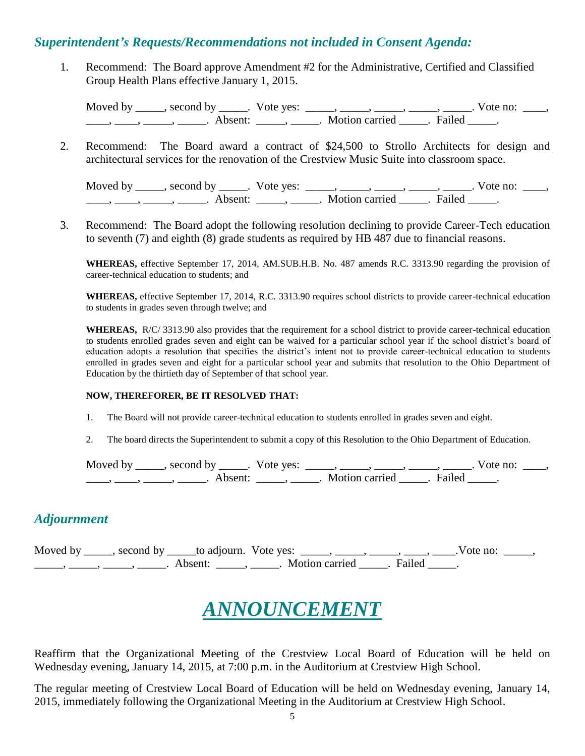## *Superintendent's Requests/Recommendations not included in Consent Agenda:*

1. Recommend: The Board approve Amendment #2 for the Administrative, Certified and Classified Group Health Plans effective January 1, 2015.

   Moved by _____, second by _____. Vote yes: _____, _____, _____, _____, _____. Vote no: ____, ____, ____, _____, _____. Absent: _____, _____. Motion carried _____. Failed _____.

2. Recommend: The Board award a contract of $24,500 to Strollo Architects for design and architectural services for the renovation of the Crestview Music Suite into classroom space.

   Moved by _____, second by _____. Vote yes: _____, _____, _____, _____, _____. Vote no: ____, ____, ____, _____, _____. Absent: _____, _____. Motion carried _____. Failed _____.

3. Recommend: The Board adopt the following resolution declining to provide Career-Tech education to seventh (7) and eighth (8) grade students as required by HB 487 due to financial reasons.

   **WHEREAS,** effective September 17, 2014, AM.SUB.H.B. No. 487 amends R.C. 3313.90 regarding the provision of career-technical education to students; and

   **WHEREAS,** effective September 17, 2014, R.C. 3313.90 requires school districts to provide career-technical education to students in grades seven through twelve; and

   **WHEREAS,** R/C/ 3313.90 also provides that the requirement for a school district to provide career-technical education to students enrolled grades seven and eight can be waived for a particular school year if the school district's board of education adopts a resolution that specifies the district's intent not to provide career-technical education to students enrolled in grades seven and eight for a particular school year and submits that resolution to the Ohio Department of Education by the thirtieth day of September of that school year.

   **NOW, THEREFORER, BE IT RESOLVED THAT:**

   1. The Board will not provide career-technical education to students enrolled in grades seven and eight.
   2. The board directs the Superintendent to submit a copy of this Resolution to the Ohio Department of Education.

   Moved by _____, second by _____. Vote yes: _____, _____, _____, _____, _____. Vote no: ____, ____, ____, _____, _____. Absent: _____, _____. Motion carried _____. Failed _____.

## *Adjournment*

Moved by _____, second by _____to adjourn. Vote yes: _____, _____, _____, ____, ____.Vote no: _____, _____, _____, _____, _____. Absent: _____, _____. Motion carried _____. Failed _____.

# *ANNOUNCEMENT*

Reaffirm that the Organizational Meeting of the Crestview Local Board of Education will be held on Wednesday evening, January 14, 2015, at 7:00 p.m. in the Auditorium at Crestview High School.

The regular meeting of Crestview Local Board of Education will be held on Wednesday evening, January 14, 2015, immediately following the Organizational Meeting in the Auditorium at Crestview High School.